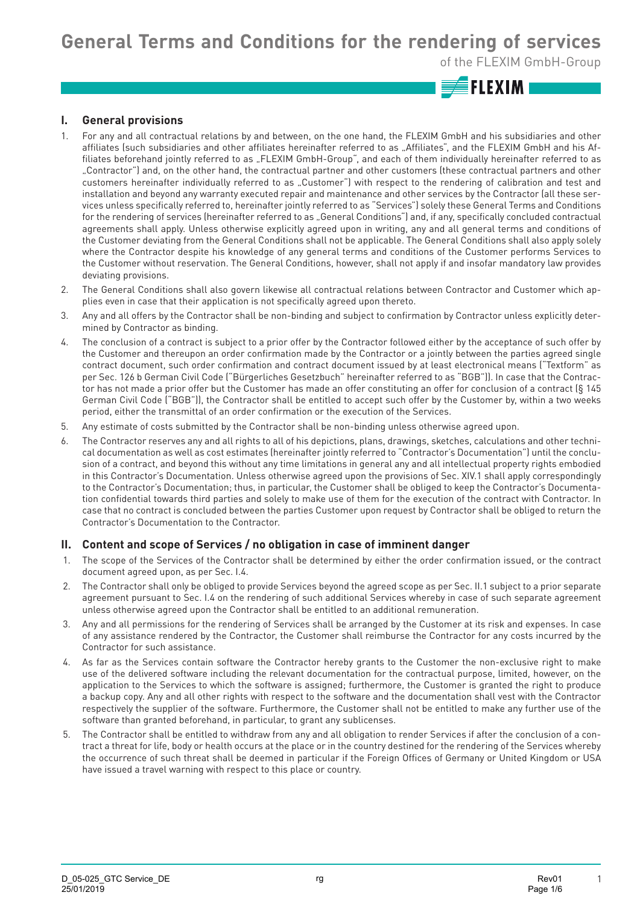# General Terms and Conditions for the rendering of services

of the FLEXIM GmbH-Group

## I. General provisions

1. For any and all contractual relations by and between, on the one hand, the FLEXIM GmbH and his subsidiaries and other affiliates (such subsidiaries and other affiliates hereinafter referred to as „Affiliates", and the FLEXIM GmbH and his Affiliates beforehand jointly referred to as „FLEXIM GmbH-Group", and each of them individually hereinafter referred to as „Contractor") and, on the other hand, the contractual partner and other customers (these contractual partners and other customers hereinafter individually referred to as „Customer") with respect to the rendering of calibration and test and installation and beyond any warranty executed repair and maintenance and other services by the Contractor (all these services unless specifically referred to, hereinafter jointly referred to as "Services") solely these General Terms and Conditions for the rendering of services (hereinafter referred to as „General Conditions") and, if any, specifically concluded contractual agreements shall apply. Unless otherwise explicitly agreed upon in writing, any and all general terms and conditions of the Customer deviating from the General Conditions shall not be applicable. The General Conditions shall also apply solely where the Contractor despite his knowledge of any general terms and conditions of the Customer performs Services to the Customer without reservation. The General Conditions, however, shall not apply if and insofar mandatory law provides deviating provisions.
2. The General Conditions shall also govern likewise all contractual relations between Contractor and Customer which applies even in case that their application is not specifically agreed upon thereto.
3. Any and all offers by the Contractor shall be non-binding and subject to confirmation by Contractor unless explicitly determined by Contractor as binding.
4. The conclusion of a contract is subject to a prior offer by the Contractor followed either by the acceptance of such offer by the Customer and thereupon an order confirmation made by the Contractor or a jointly between the parties agreed single contract document, such order confirmation and contract document issued by at least electronical means ("Textform" as per Sec. 126 b German Civil Code ("Bürgerliches Gesetzbuch" hereinafter referred to as "BGB")). In case that the Contractor has not made a prior offer but the Customer has made an offer constituting an offer for conclusion of a contract (§ 145 German Civil Code ("BGB")), the Contractor shall be entitled to accept such offer by the Customer by, within a two weeks period, either the transmittal of an order confirmation or the execution of the Services.
5. Any estimate of costs submitted by the Contractor shall be non-binding unless otherwise agreed upon.
6. The Contractor reserves any and all rights to all of his depictions, plans, drawings, sketches, calculations and other technical documentation as well as cost estimates (hereinafter jointly referred to "Contractor's Documentation") until the conclusion of a contract, and beyond this without any time limitations in general any and all intellectual property rights embodied in this Contractor's Documentation. Unless otherwise agreed upon the provisions of Sec. XIV.1 shall apply correspondingly to the Contractor's Documentation; thus, in particular, the Customer shall be obliged to keep the Contractor's Documentation confidential towards third parties and solely to make use of them for the execution of the contract with Contractor. In case that no contract is concluded between the parties Customer upon request by Contractor shall be obliged to return the Contractor's Documentation to the Contractor.

## II. Content and scope of Services / no obligation in case of imminent danger

1. The scope of the Services of the Contractor shall be determined by either the order confirmation issued, or the contract document agreed upon, as per Sec. I.4.
2. The Contractor shall only be obliged to provide Services beyond the agreed scope as per Sec. II.1 subject to a prior separate agreement pursuant to Sec. I.4 on the rendering of such additional Services whereby in case of such separate agreement unless otherwise agreed upon the Contractor shall be entitled to an additional remuneration.
3. Any and all permissions for the rendering of Services shall be arranged by the Customer at its risk and expenses. In case of any assistance rendered by the Contractor, the Customer shall reimburse the Contractor for any costs incurred by the Contractor for such assistance.
4. As far as the Services contain software the Contractor hereby grants to the Customer the non-exclusive right to make use of the delivered software including the relevant documentation for the contractual purpose, limited, however, on the application to the Services to which the software is assigned; furthermore, the Customer is granted the right to produce a backup copy. Any and all other rights with respect to the software and the documentation shall vest with the Contractor respectively the supplier of the software. Furthermore, the Customer shall not be entitled to make any further use of the software than granted beforehand, in particular, to grant any sublicenses.
5. The Contractor shall be entitled to withdraw from any and all obligation to render Services if after the conclusion of a contract a threat for life, body or health occurs at the place or in the country destined for the rendering of the Services whereby the occurrence of such threat shall be deemed in particular if the Foreign Offices of Germany or United Kingdom or USA have issued a travel warning with respect to this place or country.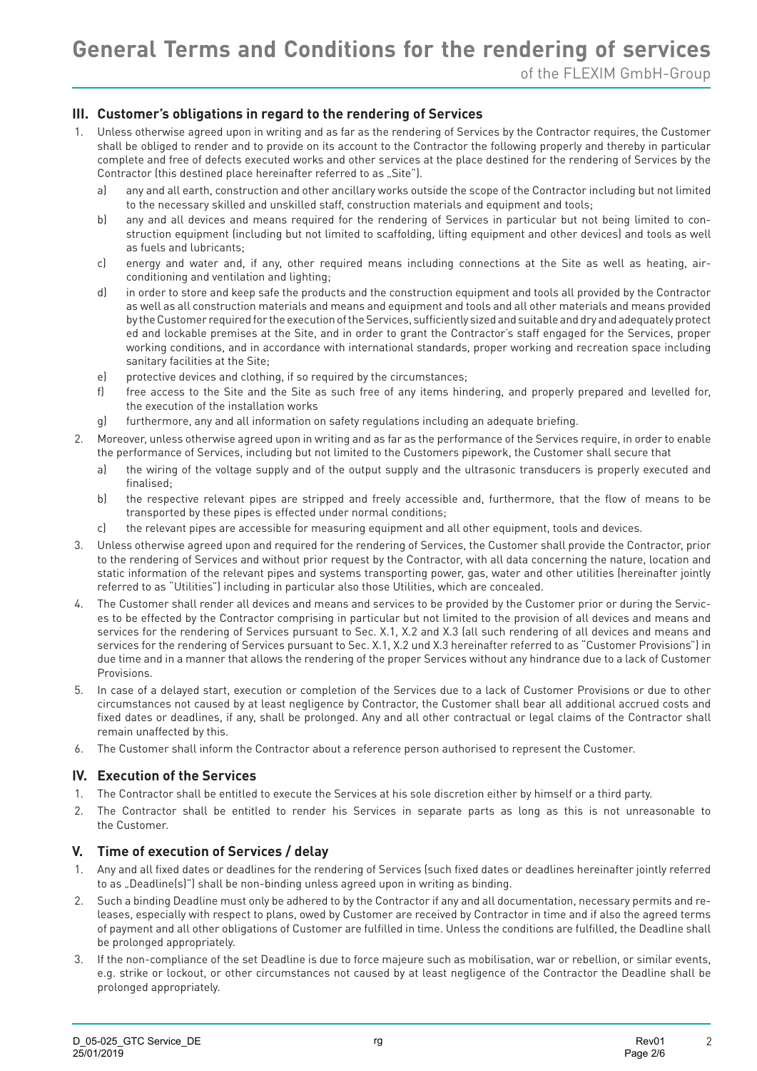## III. Customer's obligations in regard to the rendering of Services

1. Unless otherwise agreed upon in writing and as far as the rendering of Services by the Contractor requires, the Customer shall be obliged to render and to provide on its account to the Contractor the following properly and thereby in particular complete and free of defects executed works and other services at the place destined for the rendering of Services by the Contractor (this destined place hereinafter referred to as „Site").
   a) any and all earth, construction and other ancillary works outside the scope of the Contractor including but not limited to the necessary skilled and unskilled staff, construction materials and equipment and tools;
   b) any and all devices and means required for the rendering of Services in particular but not being limited to construction equipment (including but not limited to scaffolding, lifting equipment and other devices) and tools as well as fuels and lubricants;
   c) energy and water and, if any, other required means including connections at the Site as well as heating, air-conditioning and ventilation and lighting;
   d) in order to store and keep safe the products and the construction equipment and tools all provided by the Contractor as well as all construction materials and means and equipment and tools and all other materials and means provided by the Customer required for the execution of the Services, sufficiently sized and suitable and dry and adequately protect ed and lockable premises at the Site, and in order to grant the Contractor's staff engaged for the Services, proper working conditions, and in accordance with international standards, proper working and recreation space including sanitary facilities at the Site;
   e) protective devices and clothing, if so required by the circumstances;
   f) free access to the Site and the Site as such free of any items hindering, and properly prepared and levelled for, the execution of the installation works
   g) furthermore, any and all information on safety regulations including an adequate briefing.
2. Moreover, unless otherwise agreed upon in writing and as far as the performance of the Services require, in order to enable the performance of Services, including but not limited to the Customers pipework, the Customer shall secure that
   a) the wiring of the voltage supply and of the output supply and the ultrasonic transducers is properly executed and finalised;
   b) the respective relevant pipes are stripped and freely accessible and, furthermore, that the flow of means to be transported by these pipes is effected under normal conditions;
   c) the relevant pipes are accessible for measuring equipment and all other equipment, tools and devices.
3. Unless otherwise agreed upon and required for the rendering of Services, the Customer shall provide the Contractor, prior to the rendering of Services and without prior request by the Contractor, with all data concerning the nature, location and static information of the relevant pipes and systems transporting power, gas, water and other utilities (hereinafter jointly referred to as "Utilities") including in particular also those Utilities, which are concealed.
4. The Customer shall render all devices and means and services to be provided by the Customer prior or during the Services to be effected by the Contractor comprising in particular but not limited to the provision of all devices and means and services for the rendering of Services pursuant to Sec. X.1, X.2 and X.3 (all such rendering of all devices and means and services for the rendering of Services pursuant to Sec. X.1, X.2 und X.3 hereinafter referred to as "Customer Provisions") in due time and in a manner that allows the rendering of the proper Services without any hindrance due to a lack of Customer Provisions.
5. In case of a delayed start, execution or completion of the Services due to a lack of Customer Provisions or due to other circumstances not caused by at least negligence by Contractor, the Customer shall bear all additional accrued costs and fixed dates or deadlines, if any, shall be prolonged. Any and all other contractual or legal claims of the Contractor shall remain unaffected by this.
6. The Customer shall inform the Contractor about a reference person authorised to represent the Customer.

## IV. Execution of the Services

1. The Contractor shall be entitled to execute the Services at his sole discretion either by himself or a third party.
2. The Contractor shall be entitled to render his Services in separate parts as long as this is not unreasonable to the Customer.

## V. Time of execution of Services / delay

1. Any and all fixed dates or deadlines for the rendering of Services (such fixed dates or deadlines hereinafter jointly referred to as „Deadline(s)") shall be non-binding unless agreed upon in writing as binding.
2. Such a binding Deadline must only be adhered to by the Contractor if any and all documentation, necessary permits and releases, especially with respect to plans, owed by Customer are received by Contractor in time and if also the agreed terms of payment and all other obligations of Customer are fulfilled in time. Unless the conditions are fulfilled, the Deadline shall be prolonged appropriately.
3. If the non-compliance of the set Deadline is due to force majeure such as mobilisation, war or rebellion, or similar events, e.g. strike or lockout, or other circumstances not caused by at least negligence of the Contractor the Deadline shall be prolonged appropriately.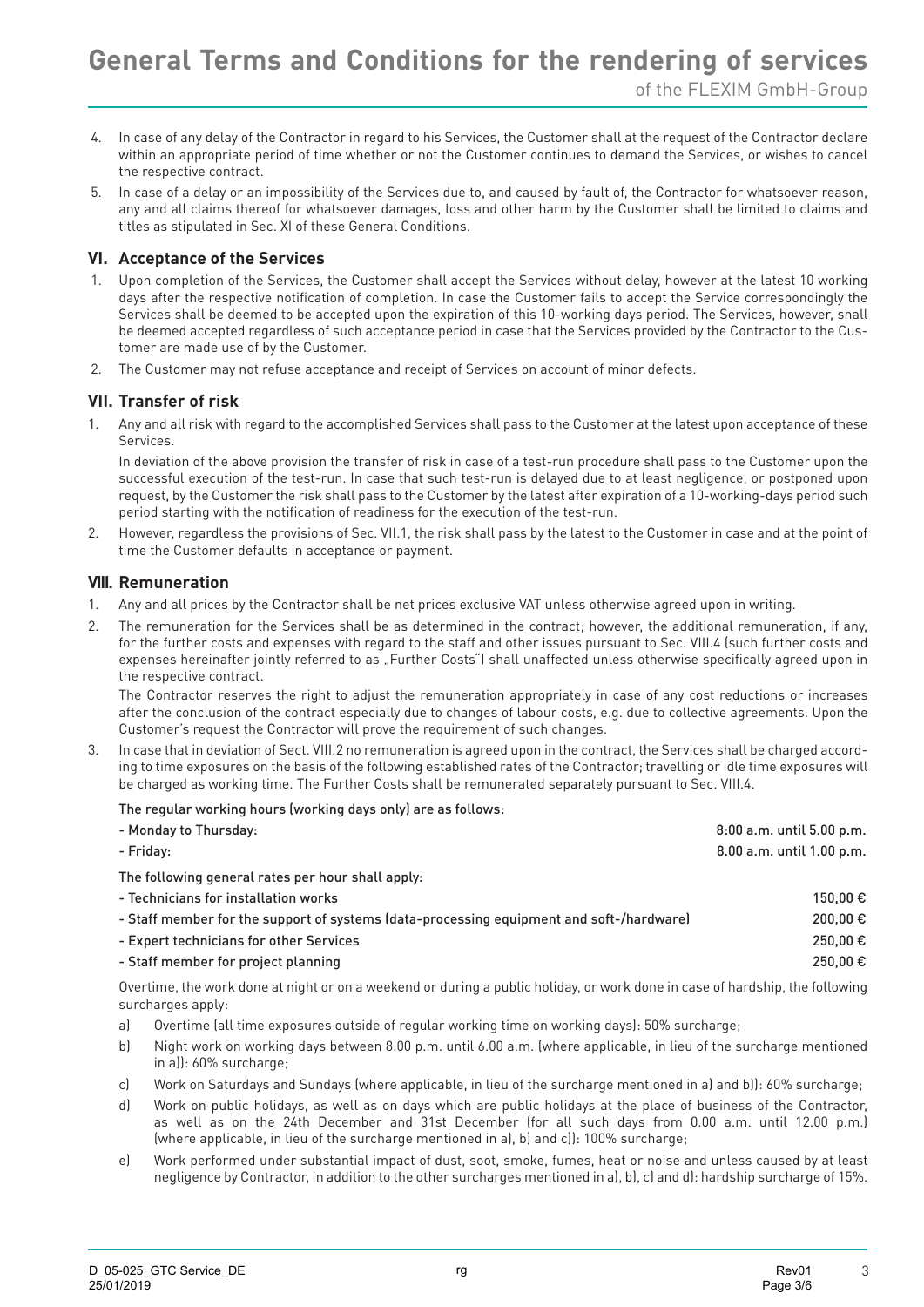4. In case of any delay of the Contractor in regard to his Services, the Customer shall at the request of the Contractor declare within an appropriate period of time whether or not the Customer continues to demand the Services, or wishes to cancel the respective contract.
5. In case of a delay or an impossibility of the Services due to, and caused by fault of, the Contractor for whatsoever reason, any and all claims thereof for whatsoever damages, loss and other harm by the Customer shall be limited to claims and titles as stipulated in Sec. XI of these General Conditions.

## VI. Acceptance of the Services

1. Upon completion of the Services, the Customer shall accept the Services without delay, however at the latest 10 working days after the respective notification of completion. In case the Customer fails to accept the Service correspondingly the Services shall be deemed to be accepted upon the expiration of this 10-working days period. The Services, however, shall be deemed accepted regardless of such acceptance period in case that the Services provided by the Contractor to the Customer are made use of by the Customer.
2. The Customer may not refuse acceptance and receipt of Services on account of minor defects.

## VII. Transfer of risk

1. Any and all risk with regard to the accomplished Services shall pass to the Customer at the latest upon acceptance of these Services.

   In deviation of the above provision the transfer of risk in case of a test-run procedure shall pass to the Customer upon the successful execution of the test-run. In case that such test-run is delayed due to at least negligence, or postponed upon request, by the Customer the risk shall pass to the Customer by the latest after expiration of a 10-working-days period such period starting with the notification of readiness for the execution of the test-run.
2. However, regardless the provisions of Sec. VII.1, the risk shall pass by the latest to the Customer in case and at the point of time the Customer defaults in acceptance or payment.

## VIII. Remuneration

1. Any and all prices by the Contractor shall be net prices exclusive VAT unless otherwise agreed upon in writing.
2. The remuneration for the Services shall be as determined in the contract; however, the additional remuneration, if any, for the further costs and expenses with regard to the staff and other issues pursuant to Sec. VIII.4 (such further costs and expenses hereinafter jointly referred to as „Further Costs") shall unaffected unless otherwise specifically agreed upon in the respective contract.

   The Contractor reserves the right to adjust the remuneration appropriately in case of any cost reductions or increases after the conclusion of the contract especially due to changes of labour costs, e.g. due to collective agreements. Upon the Customer's request the Contractor will prove the requirement of such changes.
3. In case that in deviation of Sect. VIII.2 no remuneration is agreed upon in the contract, the Services shall be charged according to time exposures on the basis of the following established rates of the Contractor; travelling or idle time exposures will be charged as working time. The Further Costs shall be remunerated separately pursuant to Sec. VIII.4.

   The regular working hours (working days only) are as follows:

   | | |
   |---|---|
   | - Monday to Thursday: | 8:00 a.m. until 5.00 p.m. |
   | - Friday: | 8.00 a.m. until 1.00 p.m. |

   The following general rates per hour shall apply:

   | | |
   |---|---|
   | - Technicians for installation works | 150,00 € |
   | - Staff member for the support of systems (data-processing equipment and soft-/hardware) | 200,00 € |
   | - Expert technicians for other Services | 250,00 € |
   | - Staff member for project planning | 250,00 € |

   Overtime, the work done at night or on a weekend or during a public holiday, or work done in case of hardship, the following surcharges apply:

   a) Overtime (all time exposures outside of regular working time on working days): 50% surcharge;
   b) Night work on working days between 8.00 p.m. until 6.00 a.m. (where applicable, in lieu of the surcharge mentioned in a)): 60% surcharge;
   c) Work on Saturdays and Sundays (where applicable, in lieu of the surcharge mentioned in a) and b)): 60% surcharge;
   d) Work on public holidays, as well as on days which are public holidays at the place of business of the Contractor, as well as on the 24th December and 31st December (for all such days from 0.00 a.m. until 12.00 p.m.) (where applicable, in lieu of the surcharge mentioned in a), b) and c)): 100% surcharge;
   e) Work performed under substantial impact of dust, soot, smoke, fumes, heat or noise and unless caused by at least negligence by Contractor, in addition to the other surcharges mentioned in a), b), c) and d): hardship surcharge of 15%.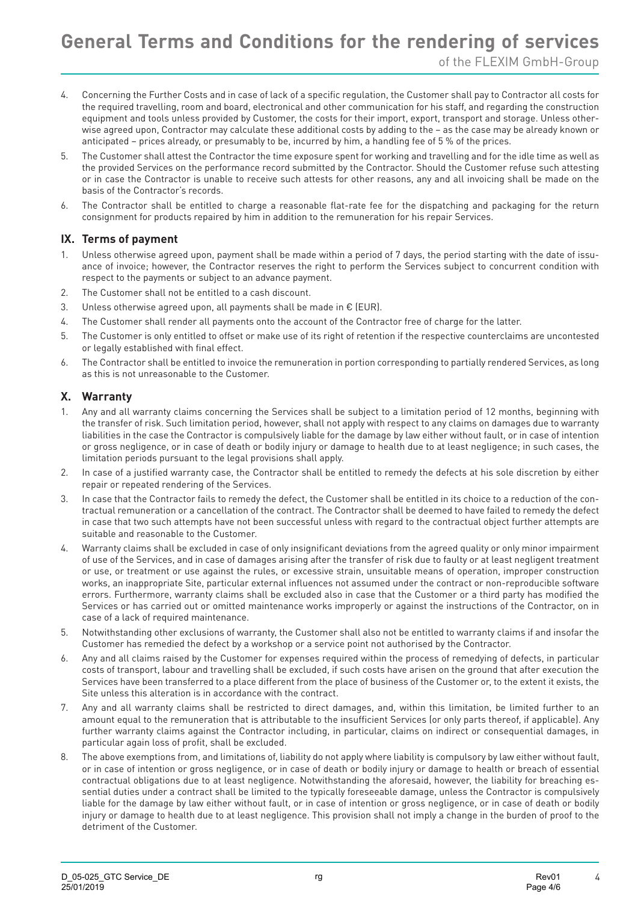4. Concerning the Further Costs and in case of lack of a specific regulation, the Customer shall pay to Contractor all costs for the required travelling, room and board, electronical and other communication for his staff, and regarding the construction equipment and tools unless provided by Customer, the costs for their import, export, transport and storage. Unless otherwise agreed upon, Contractor may calculate these additional costs by adding to the – as the case may be already known or anticipated – prices already, or presumably to be, incurred by him, a handling fee of 5 % of the prices.
5. The Customer shall attest the Contractor the time exposure spent for working and travelling and for the idle time as well as the provided Services on the performance record submitted by the Contractor. Should the Customer refuse such attesting or in case the Contractor is unable to receive such attests for other reasons, any and all invoicing shall be made on the basis of the Contractor's records.
6. The Contractor shall be entitled to charge a reasonable flat-rate fee for the dispatching and packaging for the return consignment for products repaired by him in addition to the remuneration for his repair Services.

## IX. Terms of payment

1. Unless otherwise agreed upon, payment shall be made within a period of 7 days, the period starting with the date of issuance of invoice; however, the Contractor reserves the right to perform the Services subject to concurrent condition with respect to the payments or subject to an advance payment.
2. The Customer shall not be entitled to a cash discount.
3. Unless otherwise agreed upon, all payments shall be made in € (EUR).
4. The Customer shall render all payments onto the account of the Contractor free of charge for the latter.
5. The Customer is only entitled to offset or make use of its right of retention if the respective counterclaims are uncontested or legally established with final effect.
6. The Contractor shall be entitled to invoice the remuneration in portion corresponding to partially rendered Services, as long as this is not unreasonable to the Customer.

## X. Warranty

1. Any and all warranty claims concerning the Services shall be subject to a limitation period of 12 months, beginning with the transfer of risk. Such limitation period, however, shall not apply with respect to any claims on damages due to warranty liabilities in the case the Contractor is compulsively liable for the damage by law either without fault, or in case of intention or gross negligence, or in case of death or bodily injury or damage to health due to at least negligence; in such cases, the limitation periods pursuant to the legal provisions shall apply.
2. In case of a justified warranty case, the Contractor shall be entitled to remedy the defects at his sole discretion by either repair or repeated rendering of the Services.
3. In case that the Contractor fails to remedy the defect, the Customer shall be entitled in its choice to a reduction of the contractual remuneration or a cancellation of the contract. The Contractor shall be deemed to have failed to remedy the defect in case that two such attempts have not been successful unless with regard to the contractual object further attempts are suitable and reasonable to the Customer.
4. Warranty claims shall be excluded in case of only insignificant deviations from the agreed quality or only minor impairment of use of the Services, and in case of damages arising after the transfer of risk due to faulty or at least negligent treatment or use, or treatment or use against the rules, or excessive strain, unsuitable means of operation, improper construction works, an inappropriate Site, particular external influences not assumed under the contract or non-reproducible software errors. Furthermore, warranty claims shall be excluded also in case that the Customer or a third party has modified the Services or has carried out or omitted maintenance works improperly or against the instructions of the Contractor, on in case of a lack of required maintenance.
5. Notwithstanding other exclusions of warranty, the Customer shall also not be entitled to warranty claims if and insofar the Customer has remedied the defect by a workshop or a service point not authorised by the Contractor.
6. Any and all claims raised by the Customer for expenses required within the process of remedying of defects, in particular costs of transport, labour and travelling shall be excluded, if such costs have arisen on the ground that after execution the Services have been transferred to a place different from the place of business of the Customer or, to the extent it exists, the Site unless this alteration is in accordance with the contract.
7. Any and all warranty claims shall be restricted to direct damages, and, within this limitation, be limited further to an amount equal to the remuneration that is attributable to the insufficient Services (or only parts thereof, if applicable). Any further warranty claims against the Contractor including, in particular, claims on indirect or consequential damages, in particular again loss of profit, shall be excluded.
8. The above exemptions from, and limitations of, liability do not apply where liability is compulsory by law either without fault, or in case of intention or gross negligence, or in case of death or bodily injury or damage to health or breach of essential contractual obligations due to at least negligence. Notwithstanding the aforesaid, however, the liability for breaching essential duties under a contract shall be limited to the typically foreseeable damage, unless the Contractor is compulsively liable for the damage by law either without fault, or in case of intention or gross negligence, or in case of death or bodily injury or damage to health due to at least negligence. This provision shall not imply a change in the burden of proof to the detriment of the Customer.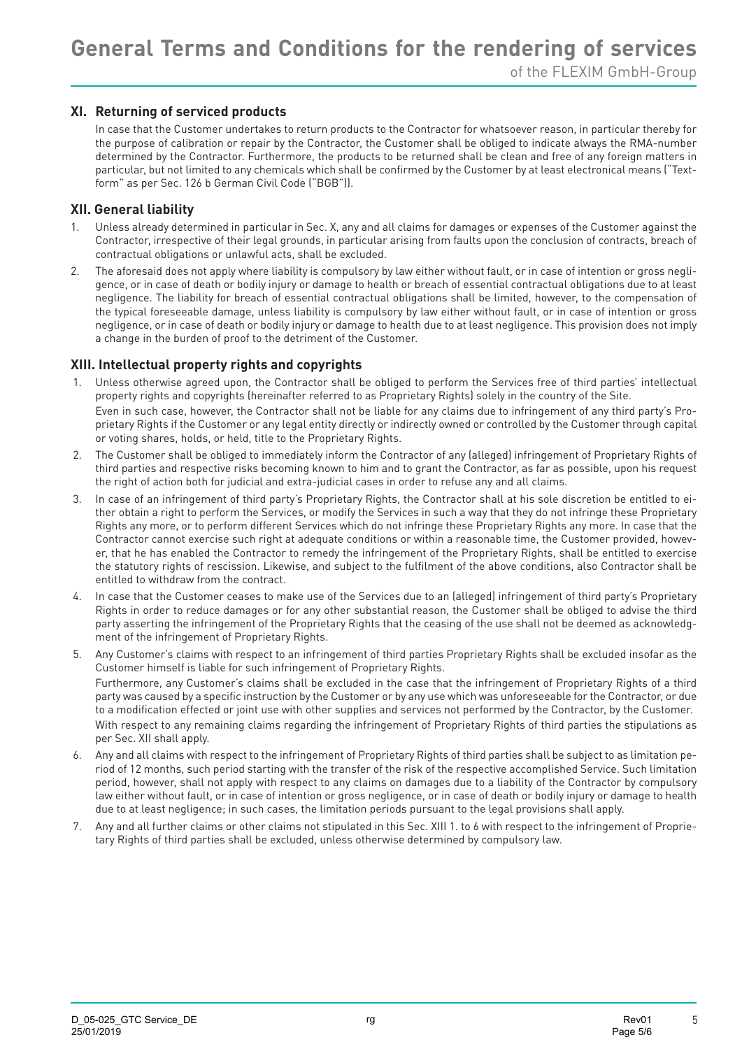## XI. Returning of serviced products

In case that the Customer undertakes to return products to the Contractor for whatsoever reason, in particular thereby for the purpose of calibration or repair by the Contractor, the Customer shall be obliged to indicate always the RMA-number determined by the Contractor. Furthermore, the products to be returned shall be clean and free of any foreign matters in particular, but not limited to any chemicals which shall be confirmed by the Customer by at least electronical means ("Text-form" as per Sec. 126 b German Civil Code ("BGB")).

## XII. General liability

1. Unless already determined in particular in Sec. X, any and all claims for damages or expenses of the Customer against the Contractor, irrespective of their legal grounds, in particular arising from faults upon the conclusion of contracts, breach of contractual obligations or unlawful acts, shall be excluded.
2. The aforesaid does not apply where liability is compulsory by law either without fault, or in case of intention or gross negligence, or in case of death or bodily injury or damage to health or breach of essential contractual obligations due to at least negligence. The liability for breach of essential contractual obligations shall be limited, however, to the compensation of the typical foreseeable damage, unless liability is compulsory by law either without fault, or in case of intention or gross negligence, or in case of death or bodily injury or damage to health due to at least negligence. This provision does not imply a change in the burden of proof to the detriment of the Customer.

## XIII. Intellectual property rights and copyrights

1. Unless otherwise agreed upon, the Contractor shall be obliged to perform the Services free of third parties' intellectual property rights and copyrights (hereinafter referred to as Proprietary Rights) solely in the country of the Site.
   Even in such case, however, the Contractor shall not be liable for any claims due to infringement of any third party's Proprietary Rights if the Customer or any legal entity directly or indirectly owned or controlled by the Customer through capital or voting shares, holds, or held, title to the Proprietary Rights.
2. The Customer shall be obliged to immediately inform the Contractor of any (alleged) infringement of Proprietary Rights of third parties and respective risks becoming known to him and to grant the Contractor, as far as possible, upon his request the right of action both for judicial and extra-judicial cases in order to refuse any and all claims.
3. In case of an infringement of third party's Proprietary Rights, the Contractor shall at his sole discretion be entitled to either obtain a right to perform the Services, or modify the Services in such a way that they do not infringe these Proprietary Rights any more, or to perform different Services which do not infringe these Proprietary Rights any more. In case that the Contractor cannot exercise such right at adequate conditions or within a reasonable time, the Customer provided, however, that he has enabled the Contractor to remedy the infringement of the Proprietary Rights, shall be entitled to exercise the statutory rights of rescission. Likewise, and subject to the fulfilment of the above conditions, also Contractor shall be entitled to withdraw from the contract.
4. In case that the Customer ceases to make use of the Services due to an (alleged) infringement of third party's Proprietary Rights in order to reduce damages or for any other substantial reason, the Customer shall be obliged to advise the third party asserting the infringement of the Proprietary Rights that the ceasing of the use shall not be deemed as acknowledgment of the infringement of Proprietary Rights.
5. Any Customer's claims with respect to an infringement of third parties Proprietary Rights shall be excluded insofar as the Customer himself is liable for such infringement of Proprietary Rights.
   Furthermore, any Customer's claims shall be excluded in the case that the infringement of Proprietary Rights of a third party was caused by a specific instruction by the Customer or by any use which was unforeseeable for the Contractor, or due to a modification effected or joint use with other supplies and services not performed by the Contractor, by the Customer.
   With respect to any remaining claims regarding the infringement of Proprietary Rights of third parties the stipulations as per Sec. XII shall apply.
6. Any and all claims with respect to the infringement of Proprietary Rights of third parties shall be subject to as limitation period of 12 months, such period starting with the transfer of the risk of the respective accomplished Service. Such limitation period, however, shall not apply with respect to any claims on damages due to a liability of the Contractor by compulsory law either without fault, or in case of intention or gross negligence, or in case of death or bodily injury or damage to health due to at least negligence; in such cases, the limitation periods pursuant to the legal provisions shall apply.
7. Any and all further claims or other claims not stipulated in this Sec. XIII 1. to 6 with respect to the infringement of Proprietary Rights of third parties shall be excluded, unless otherwise determined by compulsory law.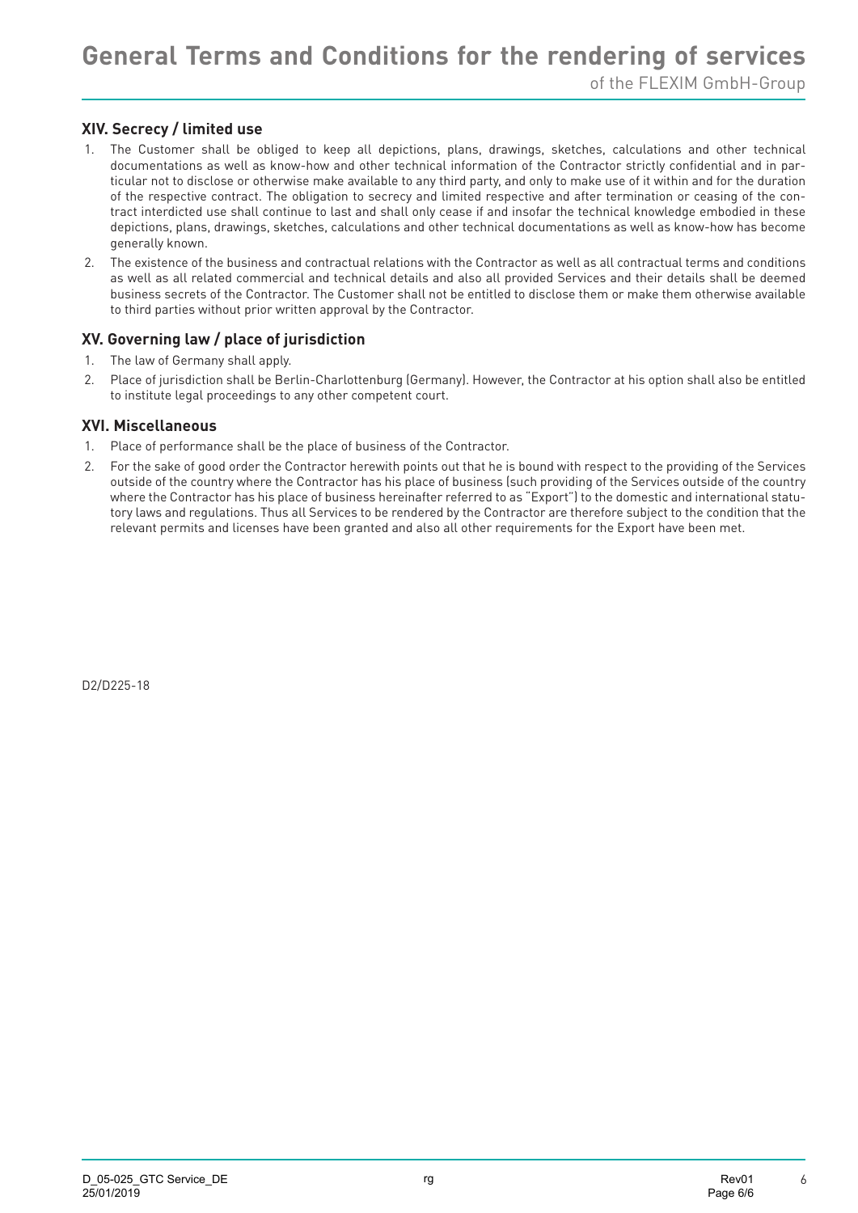## XIV. Secrecy / limited use

1. The Customer shall be obliged to keep all depictions, plans, drawings, sketches, calculations and other technical documentations as well as know-how and other technical information of the Contractor strictly confidential and in particular not to disclose or otherwise make available to any third party, and only to make use of it within and for the duration of the respective contract. The obligation to secrecy and limited respective and after termination or ceasing of the contract interdicted use shall continue to last and shall only cease if and insofar the technical knowledge embodied in these depictions, plans, drawings, sketches, calculations and other technical documentations as well as know-how has become generally known.
2. The existence of the business and contractual relations with the Contractor as well as all contractual terms and conditions as well as all related commercial and technical details and also all provided Services and their details shall be deemed business secrets of the Contractor. The Customer shall not be entitled to disclose them or make them otherwise available to third parties without prior written approval by the Contractor.

## XV. Governing law / place of jurisdiction

1. The law of Germany shall apply.
2. Place of jurisdiction shall be Berlin-Charlottenburg (Germany). However, the Contractor at his option shall also be entitled to institute legal proceedings to any other competent court.

## XVI. Miscellaneous

1. Place of performance shall be the place of business of the Contractor.
2. For the sake of good order the Contractor herewith points out that he is bound with respect to the providing of the Services outside of the country where the Contractor has his place of business (such providing of the Services outside of the country where the Contractor has his place of business hereinafter referred to as "Export") to the domestic and international statutory laws and regulations. Thus all Services to be rendered by the Contractor are therefore subject to the condition that the relevant permits and licenses have been granted and also all other requirements for the Export have been met.

D2/D225-18